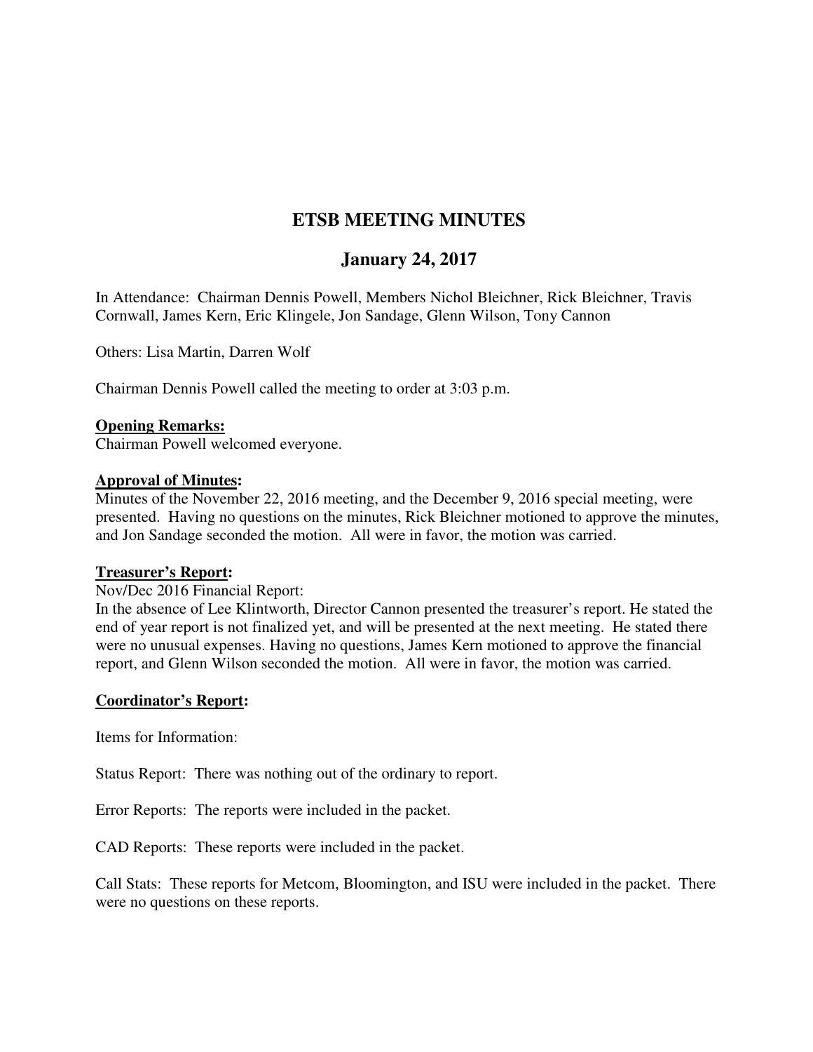# ETSB MEETING MINUTES

## January 24, 2017

In Attendance: Chairman Dennis Powell, Members Nichol Bleichner, Rick Bleichner, Travis Cornwall, James Kern, Eric Klingele, Jon Sandage, Glenn Wilson, Tony Cannon

Others: Lisa Martin, Darren Wolf

Chairman Dennis Powell called the meeting to order at 3:03 p.m.

**Opening Remarks:**
Chairman Powell welcomed everyone.

**Approval of Minutes:**
Minutes of the November 22, 2016 meeting, and the December 9, 2016 special meeting, were presented. Having no questions on the minutes, Rick Bleichner motioned to approve the minutes, and Jon Sandage seconded the motion. All were in favor, the motion was carried.

**Treasurer's Report:**
Nov/Dec 2016 Financial Report:
In the absence of Lee Klintworth, Director Cannon presented the treasurer's report. He stated the end of year report is not finalized yet, and will be presented at the next meeting. He stated there were no unusual expenses. Having no questions, James Kern motioned to approve the financial report, and Glenn Wilson seconded the motion. All were in favor, the motion was carried.

**Coordinator's Report:**

Items for Information:

Status Report: There was nothing out of the ordinary to report.

Error Reports: The reports were included in the packet.

CAD Reports: These reports were included in the packet.

Call Stats: These reports for Metcom, Bloomington, and ISU were included in the packet. There were no questions on these reports.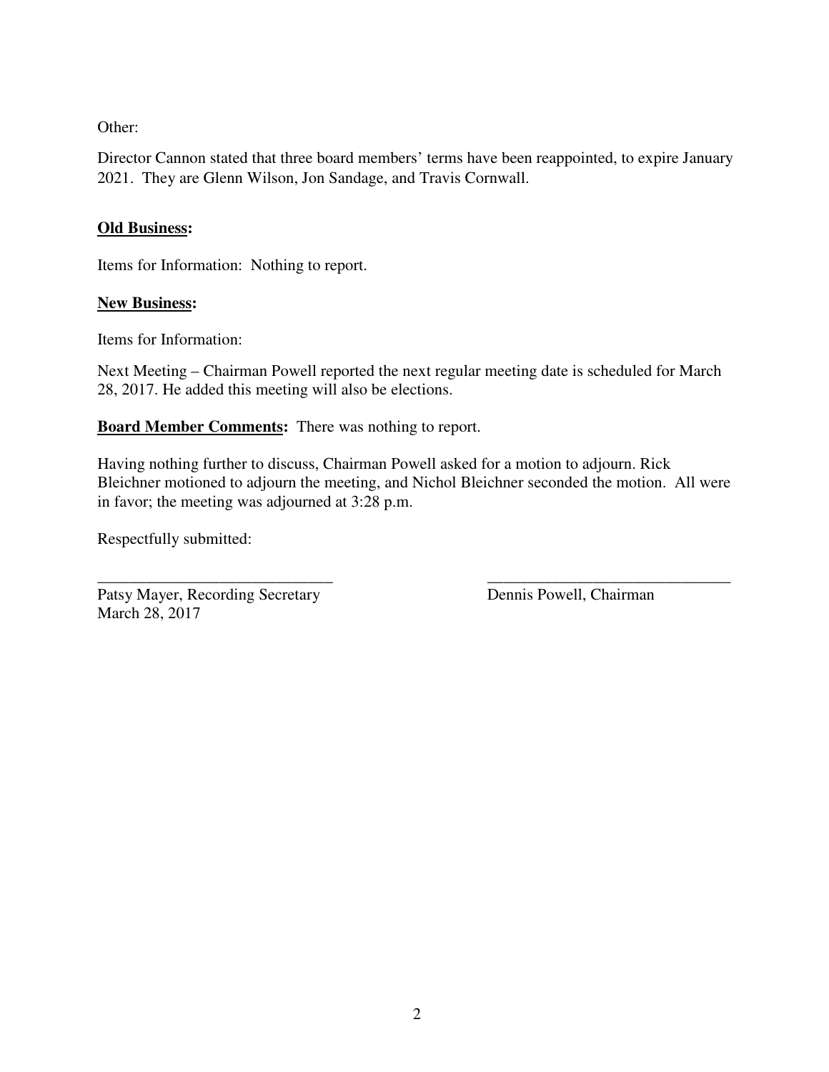Other:

Director Cannon stated that three board members' terms have been reappointed, to expire January 2021. They are Glenn Wilson, Jon Sandage, and Travis Cornwall.

**Old Business:**

Items for Information: Nothing to report.

**New Business:**

Items for Information:

Next Meeting – Chairman Powell reported the next regular meeting date is scheduled for March 28, 2017. He added this meeting will also be elections.

**Board Member Comments:** There was nothing to report.

Having nothing further to discuss, Chairman Powell asked for a motion to adjourn. Rick Bleichner motioned to adjourn the meeting, and Nichol Bleichner seconded the motion. All were in favor; the meeting was adjourned at 3:28 p.m.

Respectfully submitted:

______________________________ ______________________________

Patsy Mayer, Recording Secretary Dennis Powell, Chairman

March 28, 2017